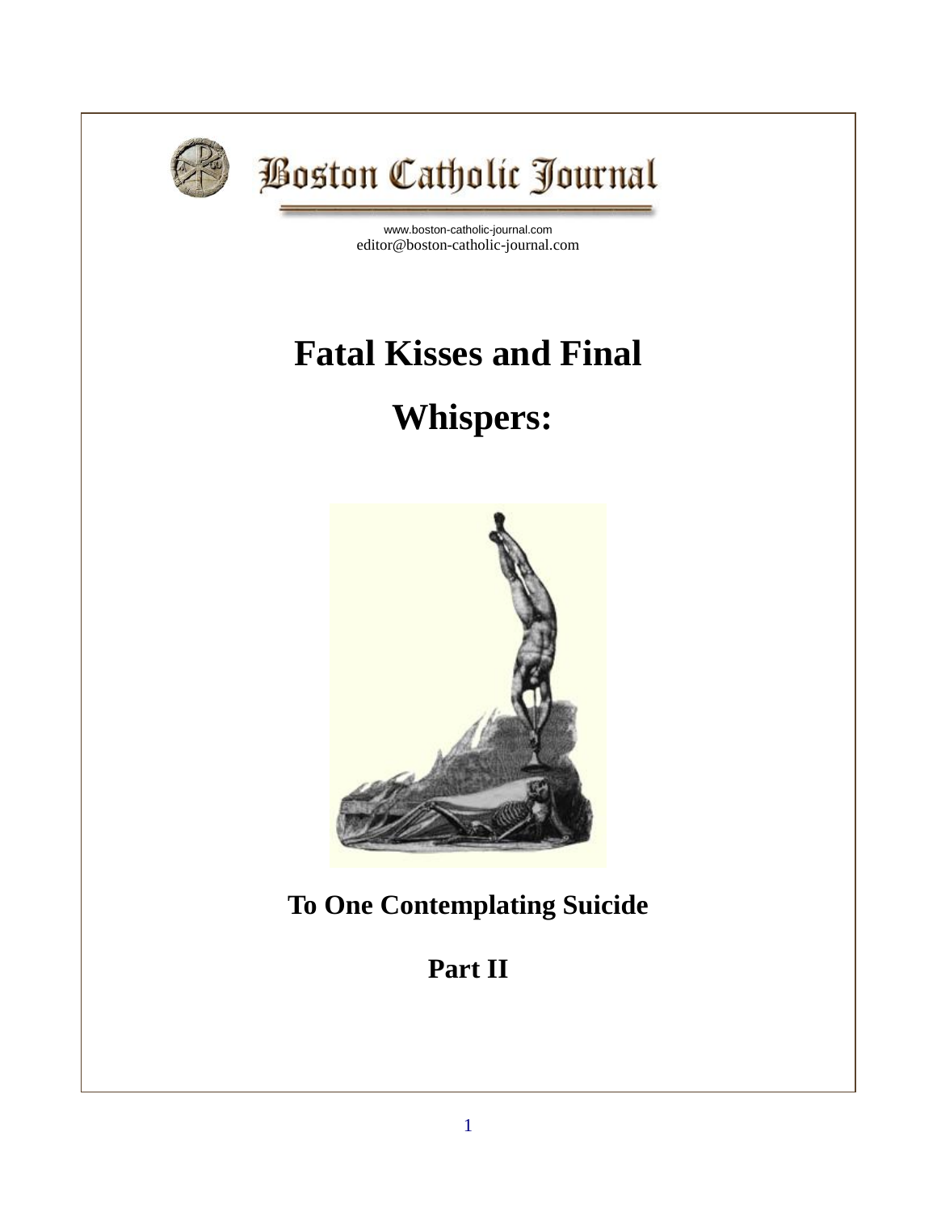Boston Catholic Journal

www.boston-catholic-journal.com
editor@boston-catholic-journal.com

# Fatal Kisses and Final Whispers:

## To One Contemplating Suicide

## Part II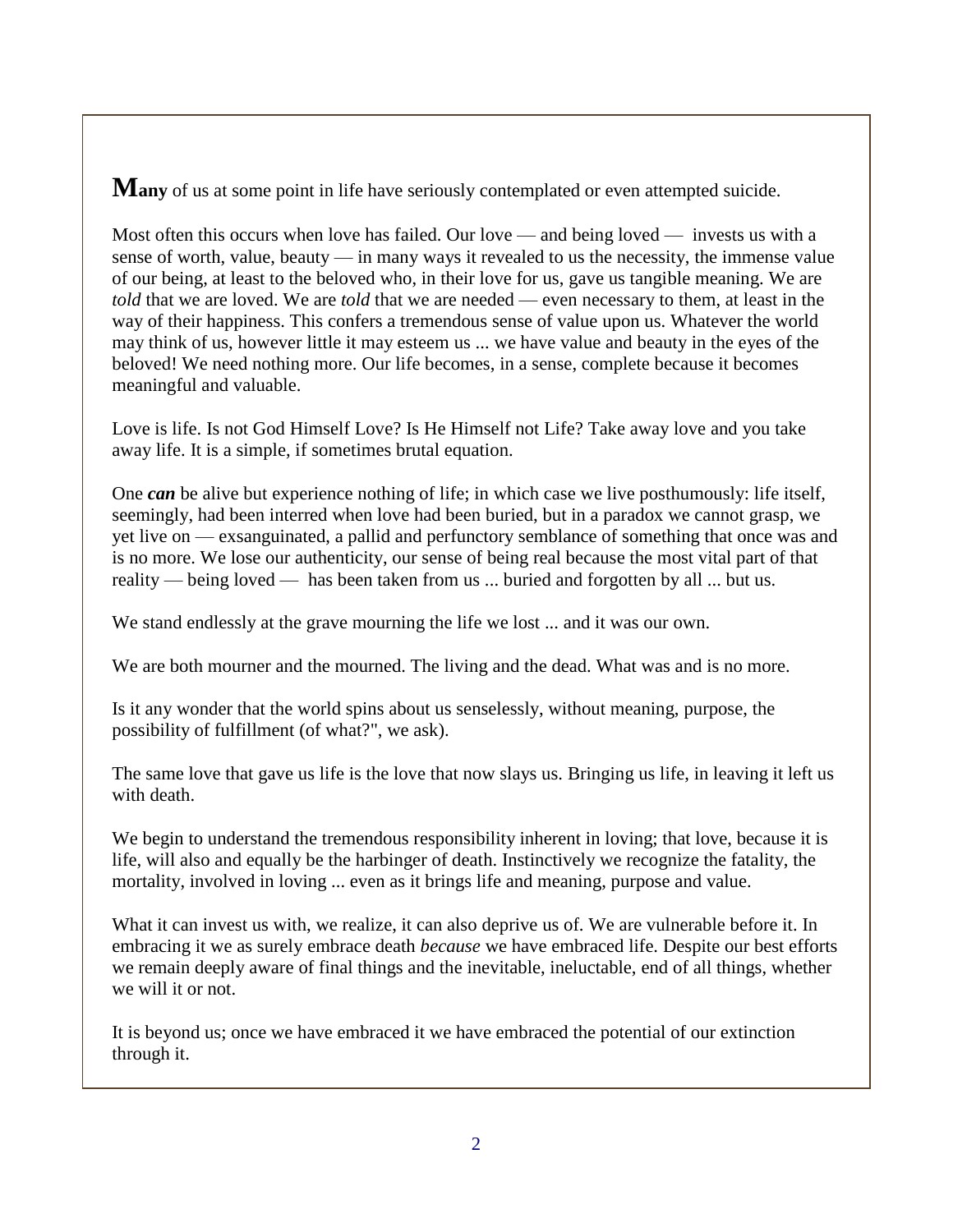**Many** of us at some point in life have seriously contemplated or even attempted suicide.

Most often this occurs when love has failed. Our love — and being loved — invests us with a sense of worth, value, beauty — in many ways it revealed to us the necessity, the immense value of our being, at least to the beloved who, in their love for us, gave us tangible meaning. We are *told* that we are loved. We are *told* that we are needed — even necessary to them, at least in the way of their happiness. This confers a tremendous sense of value upon us. Whatever the world may think of us, however little it may esteem us ... we have value and beauty in the eyes of the beloved! We need nothing more. Our life becomes, in a sense, complete because it becomes meaningful and valuable.

Love is life. Is not God Himself Love? Is He Himself not Life? Take away love and you take away life. It is a simple, if sometimes brutal equation.

One ***can*** be alive but experience nothing of life; in which case we live posthumously: life itself, seemingly, had been interred when love had been buried, but in a paradox we cannot grasp, we yet live on — exsanguinated, a pallid and perfunctory semblance of something that once was and is no more. We lose our authenticity, our sense of being real because the most vital part of that reality — being loved — has been taken from us ... buried and forgotten by all ... but us.

We stand endlessly at the grave mourning the life we lost ... and it was our own.

We are both mourner and the mourned. The living and the dead. What was and is no more.

Is it any wonder that the world spins about us senselessly, without meaning, purpose, the possibility of fulfillment (of what?", we ask).

The same love that gave us life is the love that now slays us. Bringing us life, in leaving it left us with death.

We begin to understand the tremendous responsibility inherent in loving; that love, because it is life, will also and equally be the harbinger of death. Instinctively we recognize the fatality, the mortality, involved in loving ... even as it brings life and meaning, purpose and value.

What it can invest us with, we realize, it can also deprive us of. We are vulnerable before it. In embracing it we as surely embrace death *because* we have embraced life. Despite our best efforts we remain deeply aware of final things and the inevitable, ineluctable, end of all things, whether we will it or not.

It is beyond us; once we have embraced it we have embraced the potential of our extinction through it.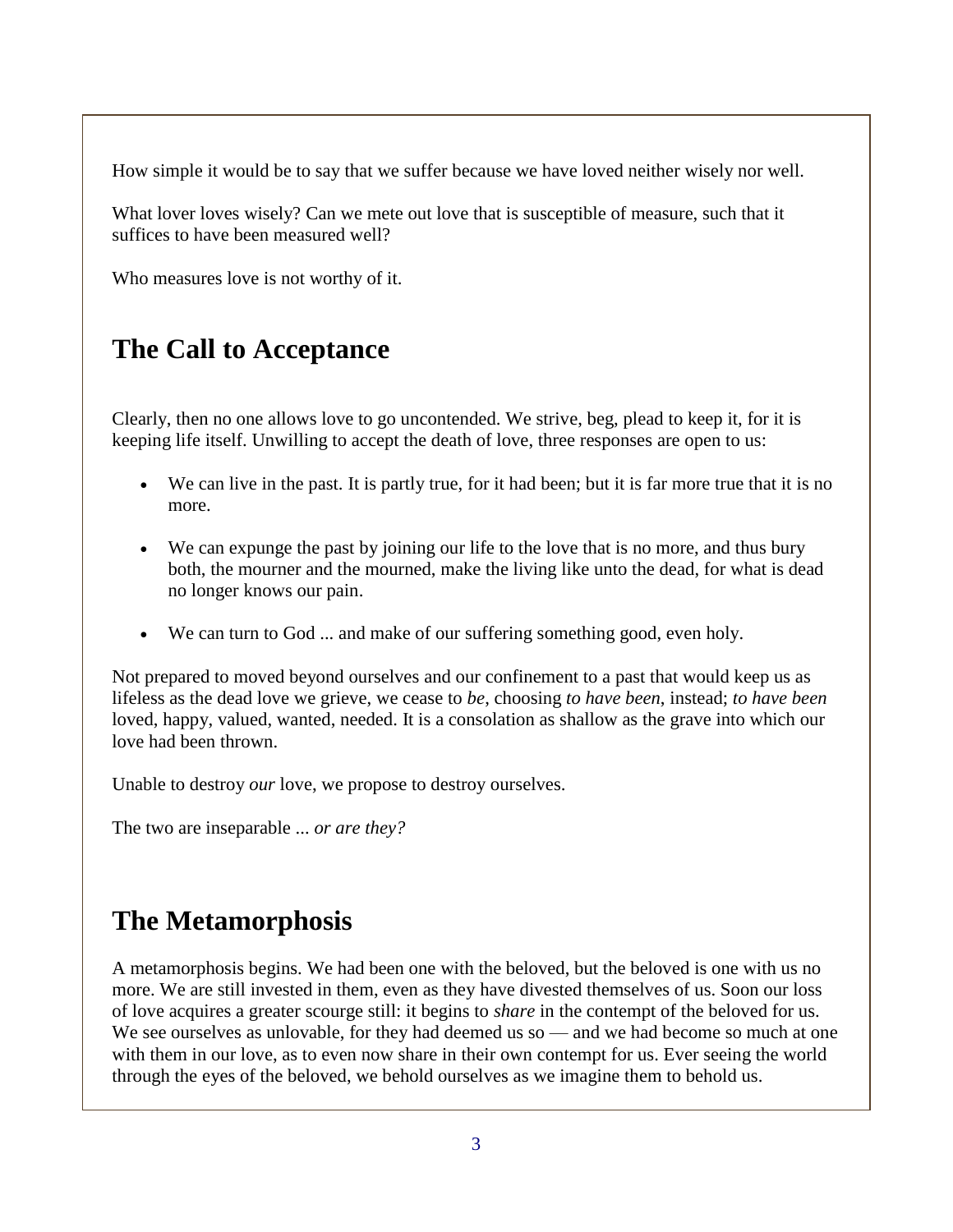How simple it would be to say that we suffer because we have loved neither wisely nor well.

What lover loves wisely? Can we mete out love that is susceptible of measure, such that it suffices to have been measured well?

Who measures love is not worthy of it.

## The Call to Acceptance

Clearly, then no one allows love to go uncontended. We strive, beg, plead to keep it, for it is keeping life itself. Unwilling to accept the death of love, three responses are open to us:

- We can live in the past. It is partly true, for it had been; but it is far more true that it is no more.
- We can expunge the past by joining our life to the love that is no more, and thus bury both, the mourner and the mourned, make the living like unto the dead, for what is dead no longer knows our pain.
- We can turn to God ... and make of our suffering something good, even holy.

Not prepared to moved beyond ourselves and our confinement to a past that would keep us as lifeless as the dead love we grieve, we cease to *be*, choosing *to have been*, instead; *to have been* loved, happy, valued, wanted, needed. It is a consolation as shallow as the grave into which our love had been thrown.

Unable to destroy *our* love, we propose to destroy ourselves.

The two are inseparable ... *or are they?*

## The Metamorphosis

A metamorphosis begins. We had been one with the beloved, but the beloved is one with us no more. We are still invested in them, even as they have divested themselves of us. Soon our loss of love acquires a greater scourge still: it begins to *share* in the contempt of the beloved for us. We see ourselves as unlovable, for they had deemed us so — and we had become so much at one with them in our love, as to even now share in their own contempt for us. Ever seeing the world through the eyes of the beloved, we behold ourselves as we imagine them to behold us.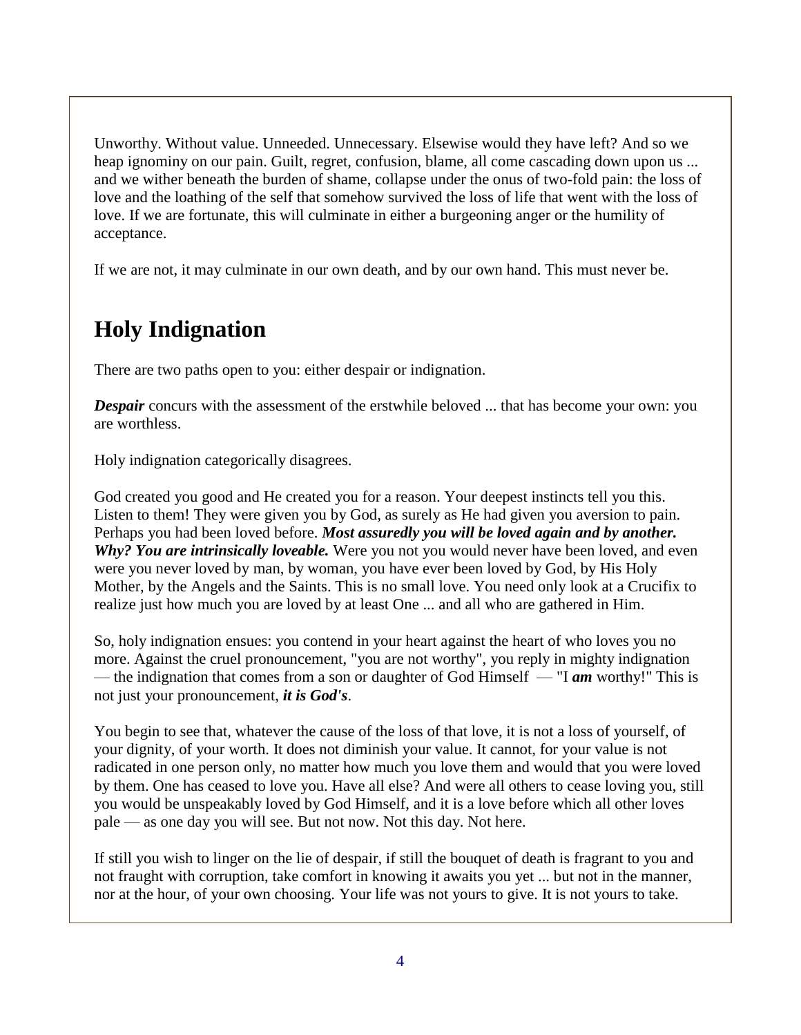Unworthy. Without value. Unneeded. Unnecessary. Elsewise would they have left? And so we heap ignominy on our pain. Guilt, regret, confusion, blame, all come cascading down upon us ... and we wither beneath the burden of shame, collapse under the onus of two-fold pain: the loss of love and the loathing of the self that somehow survived the loss of life that went with the loss of love. If we are fortunate, this will culminate in either a burgeoning anger or the humility of acceptance.

If we are not, it may culminate in our own death, and by our own hand. This must never be.

## Holy Indignation

There are two paths open to you: either despair or indignation.

***Despair*** concurs with the assessment of the erstwhile beloved ... that has become your own: you are worthless.

Holy indignation categorically disagrees.

God created you good and He created you for a reason. Your deepest instincts tell you this. Listen to them! They were given you by God, as surely as He had given you aversion to pain. Perhaps you had been loved before. ***Most assuredly you will be loved again and by another. Why? You are intrinsically loveable.*** Were you not you would never have been loved, and even were you never loved by man, by woman, you have ever been loved by God, by His Holy Mother, by the Angels and the Saints. This is no small love. You need only look at a Crucifix to realize just how much you are loved by at least One ... and all who are gathered in Him.

So, holy indignation ensues: you contend in your heart against the heart of who loves you no more. Against the cruel pronouncement, "you are not worthy", you reply in mighty indignation — the indignation that comes from a son or daughter of God Himself — "I ***am*** worthy!" This is not just your pronouncement, ***it is God's***.

You begin to see that, whatever the cause of the loss of that love, it is not a loss of yourself, of your dignity, of your worth. It does not diminish your value. It cannot, for your value is not radicated in one person only, no matter how much you love them and would that you were loved by them. One has ceased to love you. Have all else? And were all others to cease loving you, still you would be unspeakably loved by God Himself, and it is a love before which all other loves pale — as one day you will see. But not now. Not this day. Not here.

If still you wish to linger on the lie of despair, if still the bouquet of death is fragrant to you and not fraught with corruption, take comfort in knowing it awaits you yet ... but not in the manner, nor at the hour, of your own choosing. Your life was not yours to give. It is not yours to take.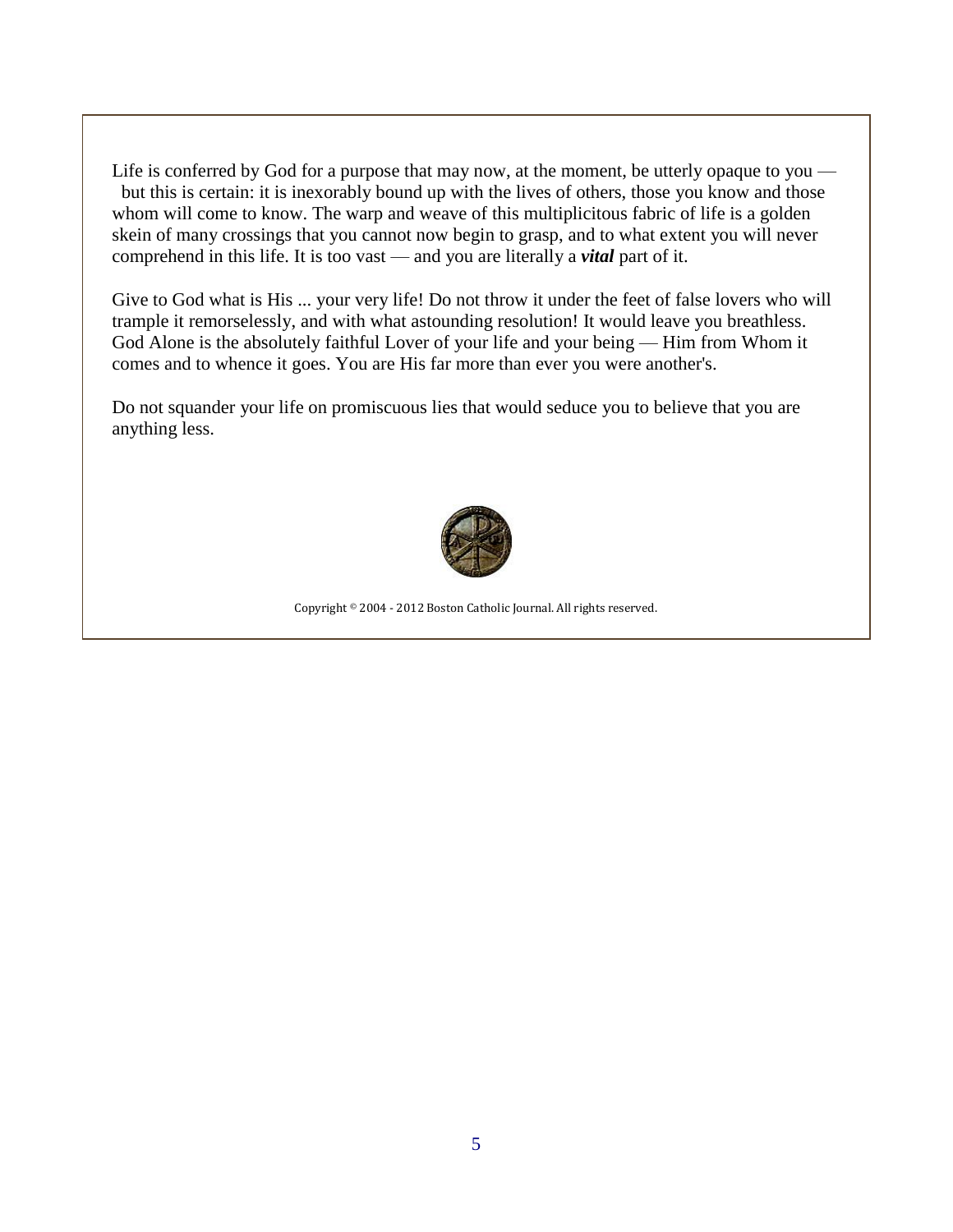Life is conferred by God for a purpose that may now, at the moment, be utterly opaque to you — but this is certain: it is inexorably bound up with the lives of others, those you know and those whom will come to know. The warp and weave of this multiplicitous fabric of life is a golden skein of many crossings that you cannot now begin to grasp, and to what extent you will never comprehend in this life. It is too vast — and you are literally a ***vital*** part of it.

Give to God what is His ... your very life! Do not throw it under the feet of false lovers who will trample it remorselessly, and with what astounding resolution! It would leave you breathless. God Alone is the absolutely faithful Lover of your life and your being — Him from Whom it comes and to whence it goes. You are His far more than ever you were another's.

Do not squander your life on promiscuous lies that would seduce you to believe that you are anything less.

Copyright © 2004 - 2012 Boston Catholic Journal. All rights reserved.